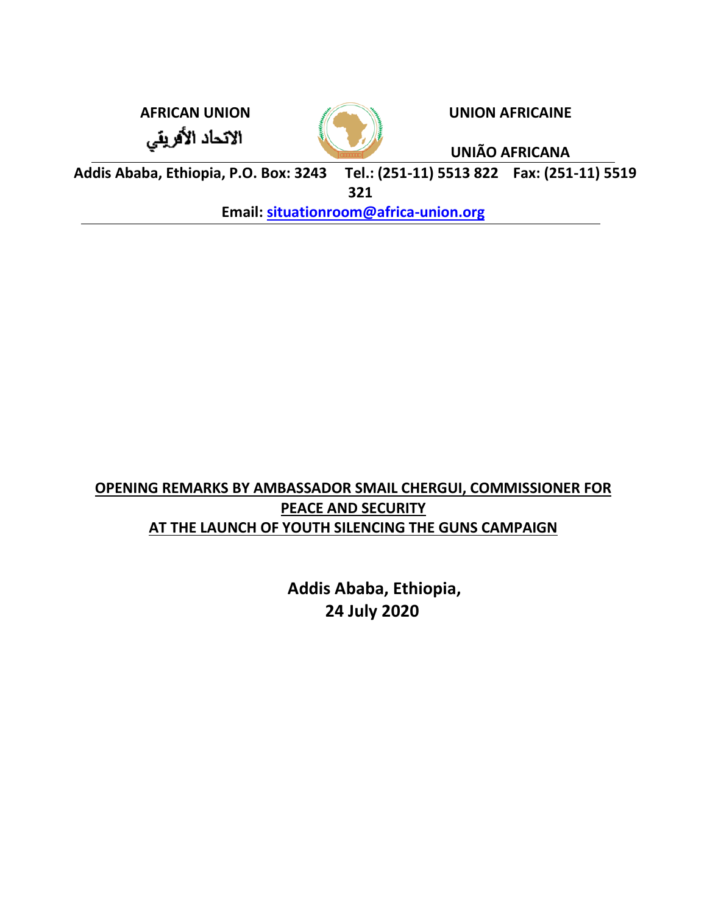**AFRICAN UNION** **UNION AFRICAINE**

الاتحاد الأفريقي

**UNIÃO AFRICANA**

**Addis Ababa, Ethiopia, P.O. Box: 3243 Tel.: (251-11) 5513 822 Fax: (251-11) 5519 321**

**Email: situationroom@africa-union.org**

---

# OPENING REMARKS BY AMBASSADOR SMAIL CHERGUI, COMMISSIONER FOR PEACE AND SECURITY AT THE LAUNCH OF YOUTH SILENCING THE GUNS CAMPAIGN

**Addis Ababa, Ethiopia,**
**24 July 2020**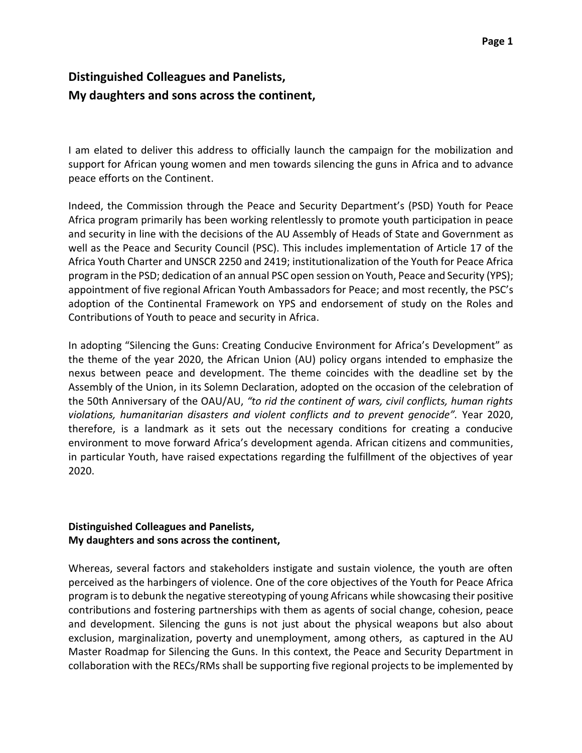**Distinguished Colleagues and Panelists,**
**My daughters and sons across the continent,**

I am elated to deliver this address to officially launch the campaign for the mobilization and support for African young women and men towards silencing the guns in Africa and to advance peace efforts on the Continent.

Indeed, the Commission through the Peace and Security Department's (PSD) Youth for Peace Africa program primarily has been working relentlessly to promote youth participation in peace and security in line with the decisions of the AU Assembly of Heads of State and Government as well as the Peace and Security Council (PSC). This includes implementation of Article 17 of the Africa Youth Charter and UNSCR 2250 and 2419; institutionalization of the Youth for Peace Africa program in the PSD; dedication of an annual PSC open session on Youth, Peace and Security (YPS); appointment of five regional African Youth Ambassadors for Peace; and most recently, the PSC's adoption of the Continental Framework on YPS and endorsement of study on the Roles and Contributions of Youth to peace and security in Africa.

In adopting "Silencing the Guns: Creating Conducive Environment for Africa's Development" as the theme of the year 2020, the African Union (AU) policy organs intended to emphasize the nexus between peace and development. The theme coincides with the deadline set by the Assembly of the Union, in its Solemn Declaration, adopted on the occasion of the celebration of the 50th Anniversary of the OAU/AU, *"to rid the continent of wars, civil conflicts, human rights violations, humanitarian disasters and violent conflicts and to prevent genocide"*. Year 2020, therefore, is a landmark as it sets out the necessary conditions for creating a conducive environment to move forward Africa's development agenda. African citizens and communities, in particular Youth, have raised expectations regarding the fulfillment of the objectives of year 2020.

**Distinguished Colleagues and Panelists,**
**My daughters and sons across the continent,**

Whereas, several factors and stakeholders instigate and sustain violence, the youth are often perceived as the harbingers of violence. One of the core objectives of the Youth for Peace Africa program is to debunk the negative stereotyping of young Africans while showcasing their positive contributions and fostering partnerships with them as agents of social change, cohesion, peace and development. Silencing the guns is not just about the physical weapons but also about exclusion, marginalization, poverty and unemployment, among others, as captured in the AU Master Roadmap for Silencing the Guns. In this context, the Peace and Security Department in collaboration with the RECs/RMs shall be supporting five regional projects to be implemented by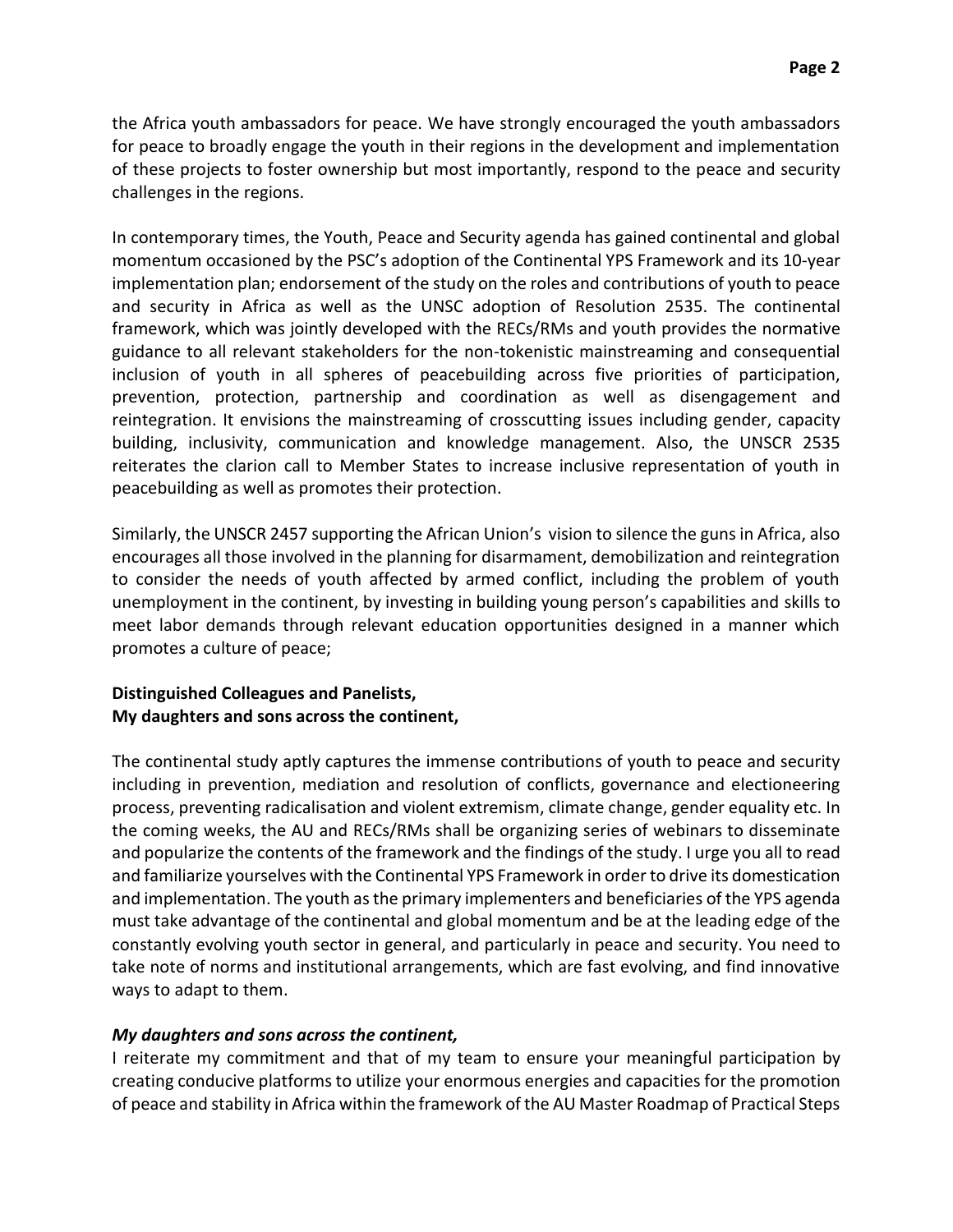the Africa youth ambassadors for peace. We have strongly encouraged the youth ambassadors for peace to broadly engage the youth in their regions in the development and implementation of these projects to foster ownership but most importantly, respond to the peace and security challenges in the regions.

In contemporary times, the Youth, Peace and Security agenda has gained continental and global momentum occasioned by the PSC's adoption of the Continental YPS Framework and its 10-year implementation plan; endorsement of the study on the roles and contributions of youth to peace and security in Africa as well as the UNSC adoption of Resolution 2535. The continental framework, which was jointly developed with the RECs/RMs and youth provides the normative guidance to all relevant stakeholders for the non-tokenistic mainstreaming and consequential inclusion of youth in all spheres of peacebuilding across five priorities of participation, prevention, protection, partnership and coordination as well as disengagement and reintegration. It envisions the mainstreaming of crosscutting issues including gender, capacity building, inclusivity, communication and knowledge management. Also, the UNSCR 2535 reiterates the clarion call to Member States to increase inclusive representation of youth in peacebuilding as well as promotes their protection.

Similarly, the UNSCR 2457 supporting the African Union's vision to silence the guns in Africa, also encourages all those involved in the planning for disarmament, demobilization and reintegration to consider the needs of youth affected by armed conflict, including the problem of youth unemployment in the continent, by investing in building young person's capabilities and skills to meet labor demands through relevant education opportunities designed in a manner which promotes a culture of peace;

**Distinguished Colleagues and Panelists,**
**My daughters and sons across the continent,**

The continental study aptly captures the immense contributions of youth to peace and security including in prevention, mediation and resolution of conflicts, governance and electioneering process, preventing radicalisation and violent extremism, climate change, gender equality etc. In the coming weeks, the AU and RECs/RMs shall be organizing series of webinars to disseminate and popularize the contents of the framework and the findings of the study. I urge you all to read and familiarize yourselves with the Continental YPS Framework in order to drive its domestication and implementation. The youth as the primary implementers and beneficiaries of the YPS agenda must take advantage of the continental and global momentum and be at the leading edge of the constantly evolving youth sector in general, and particularly in peace and security. You need to take note of norms and institutional arrangements, which are fast evolving, and find innovative ways to adapt to them.

***My daughters and sons across the continent,***

I reiterate my commitment and that of my team to ensure your meaningful participation by creating conducive platforms to utilize your enormous energies and capacities for the promotion of peace and stability in Africa within the framework of the AU Master Roadmap of Practical Steps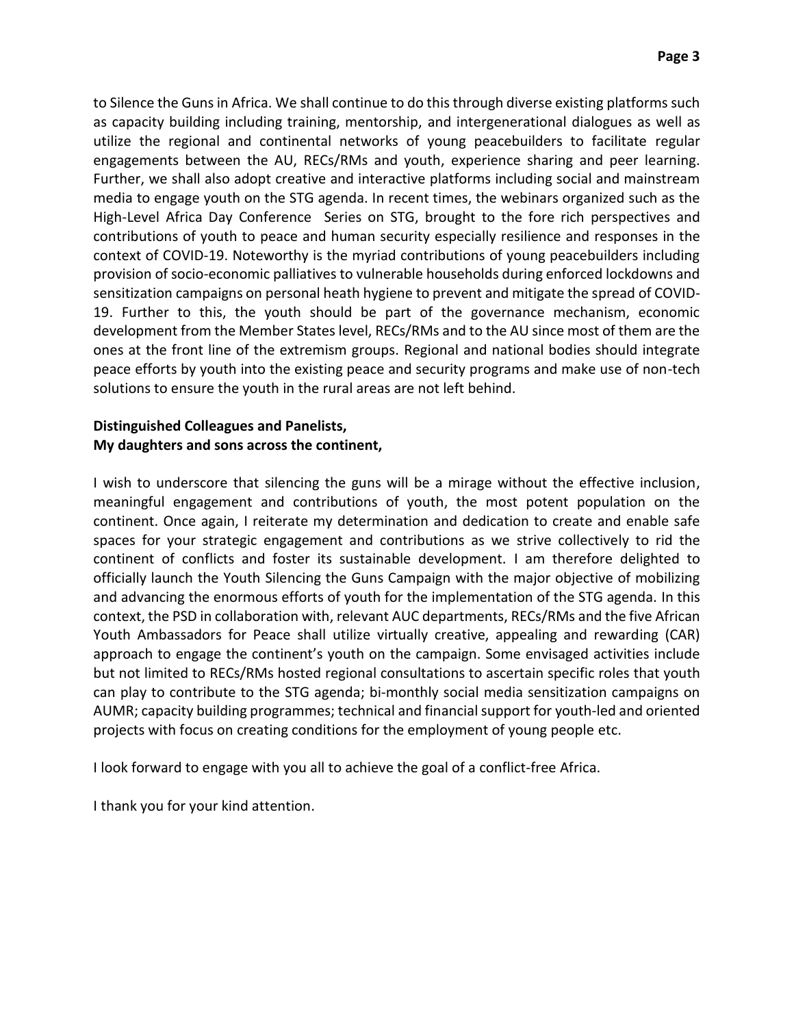to Silence the Guns in Africa. We shall continue to do this through diverse existing platforms such as capacity building including training, mentorship, and intergenerational dialogues as well as utilize the regional and continental networks of young peacebuilders to facilitate regular engagements between the AU, RECs/RMs and youth, experience sharing and peer learning. Further, we shall also adopt creative and interactive platforms including social and mainstream media to engage youth on the STG agenda. In recent times, the webinars organized such as the High-Level Africa Day Conference Series on STG, brought to the fore rich perspectives and contributions of youth to peace and human security especially resilience and responses in the context of COVID-19. Noteworthy is the myriad contributions of young peacebuilders including provision of socio-economic palliatives to vulnerable households during enforced lockdowns and sensitization campaigns on personal heath hygiene to prevent and mitigate the spread of COVID-19. Further to this, the youth should be part of the governance mechanism, economic development from the Member States level, RECs/RMs and to the AU since most of them are the ones at the front line of the extremism groups. Regional and national bodies should integrate peace efforts by youth into the existing peace and security programs and make use of non-tech solutions to ensure the youth in the rural areas are not left behind.

**Distinguished Colleagues and Panelists,**
**My daughters and sons across the continent,**

I wish to underscore that silencing the guns will be a mirage without the effective inclusion, meaningful engagement and contributions of youth, the most potent population on the continent. Once again, I reiterate my determination and dedication to create and enable safe spaces for your strategic engagement and contributions as we strive collectively to rid the continent of conflicts and foster its sustainable development. I am therefore delighted to officially launch the Youth Silencing the Guns Campaign with the major objective of mobilizing and advancing the enormous efforts of youth for the implementation of the STG agenda. In this context, the PSD in collaboration with, relevant AUC departments, RECs/RMs and the five African Youth Ambassadors for Peace shall utilize virtually creative, appealing and rewarding (CAR) approach to engage the continent's youth on the campaign. Some envisaged activities include but not limited to RECs/RMs hosted regional consultations to ascertain specific roles that youth can play to contribute to the STG agenda; bi-monthly social media sensitization campaigns on AUMR; capacity building programmes; technical and financial support for youth-led and oriented projects with focus on creating conditions for the employment of young people etc.

I look forward to engage with you all to achieve the goal of a conflict-free Africa.

I thank you for your kind attention.